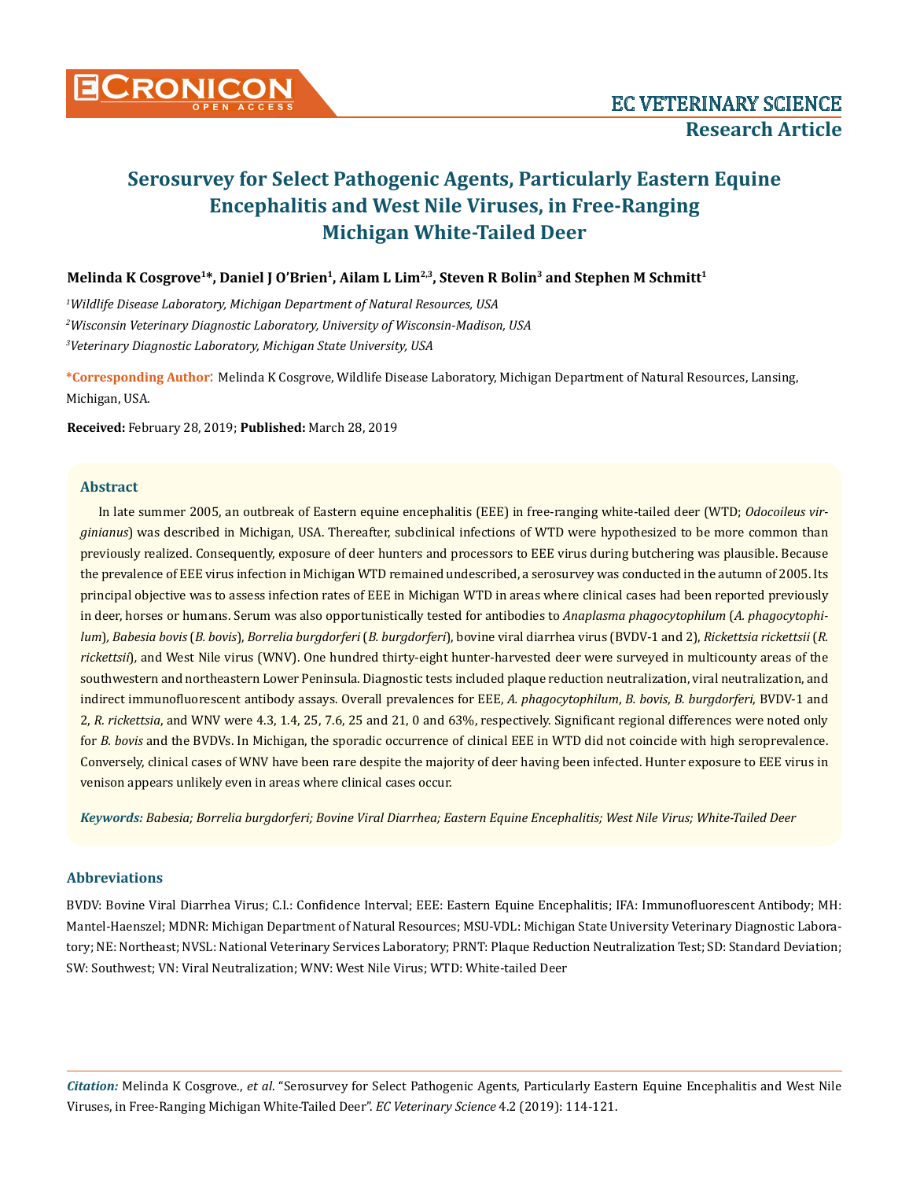# Serosurvey for Select Pathogenic Agents, Particularly Eastern Equine Encephalitis and West Nile Viruses, in Free-Ranging Michigan White-Tailed Deer

**Melinda K Cosgrove[1]\*, Daniel J O'Brien[1], Ailam L Lim[2,3], Steven R Bolin[3] and Stephen M Schmitt[1]**

[1]*Wildlife Disease Laboratory, Michigan Department of Natural Resources, USA*

[2]*Wisconsin Veterinary Diagnostic Laboratory, University of Wisconsin-Madison, USA*

[3]*Veterinary Diagnostic Laboratory, Michigan State University, USA*

**\*Corresponding Author:** Melinda K Cosgrove, Wildlife Disease Laboratory, Michigan Department of Natural Resources, Lansing, Michigan, USA.

**Received:** February 28, 2019; **Published:** March 28, 2019

## Abstract

In late summer 2005, an outbreak of Eastern equine encephalitis (EEE) in free-ranging white-tailed deer (WTD; *Odocoileus virginianus*) was described in Michigan, USA. Thereafter, subclinical infections of WTD were hypothesized to be more common than previously realized. Consequently, exposure of deer hunters and processors to EEE virus during butchering was plausible. Because the prevalence of EEE virus infection in Michigan WTD remained undescribed, a serosurvey was conducted in the autumn of 2005. Its principal objective was to assess infection rates of EEE in Michigan WTD in areas where clinical cases had been reported previously in deer, horses or humans. Serum was also opportunistically tested for antibodies to *Anaplasma phagocytophilum* (*A. phagocytophilum*), *Babesia bovis* (*B. bovis*), *Borrelia burgdorferi* (*B. burgdorferi*), bovine viral diarrhea virus (BVDV-1 and 2), *Rickettsia rickettsii* (*R. rickettsii*), and West Nile virus (WNV). One hundred thirty-eight hunter-harvested deer were surveyed in multicounty areas of the southwestern and northeastern Lower Peninsula. Diagnostic tests included plaque reduction neutralization, viral neutralization, and indirect immunofluorescent antibody assays. Overall prevalences for EEE, *A. phagocytophilum*, *B. bovis*, *B. burgdorferi*, BVDV-1 and 2, *R. rickettsia*, and WNV were 4.3, 1.4, 25, 7.6, 25 and 21, 0 and 63%, respectively. Significant regional differences were noted only for *B. bovis* and the BVDVs. In Michigan, the sporadic occurrence of clinical EEE in WTD did not coincide with high seroprevalence. Conversely, clinical cases of WNV have been rare despite the majority of deer having been infected. Hunter exposure to EEE virus in venison appears unlikely even in areas where clinical cases occur.

***Keywords:*** *Babesia; Borrelia burgdorferi; Bovine Viral Diarrhea; Eastern Equine Encephalitis; West Nile Virus; White-Tailed Deer*

## Abbreviations

BVDV: Bovine Viral Diarrhea Virus; C.I.: Confidence Interval; EEE: Eastern Equine Encephalitis; IFA: Immunofluorescent Antibody; MH: Mantel-Haenszel; MDNR: Michigan Department of Natural Resources; MSU-VDL: Michigan State University Veterinary Diagnostic Laboratory; NE: Northeast; NVSL: National Veterinary Services Laboratory; PRNT: Plaque Reduction Neutralization Test; SD: Standard Deviation; SW: Southwest; VN: Viral Neutralization; WNV: West Nile Virus; WTD: White-tailed Deer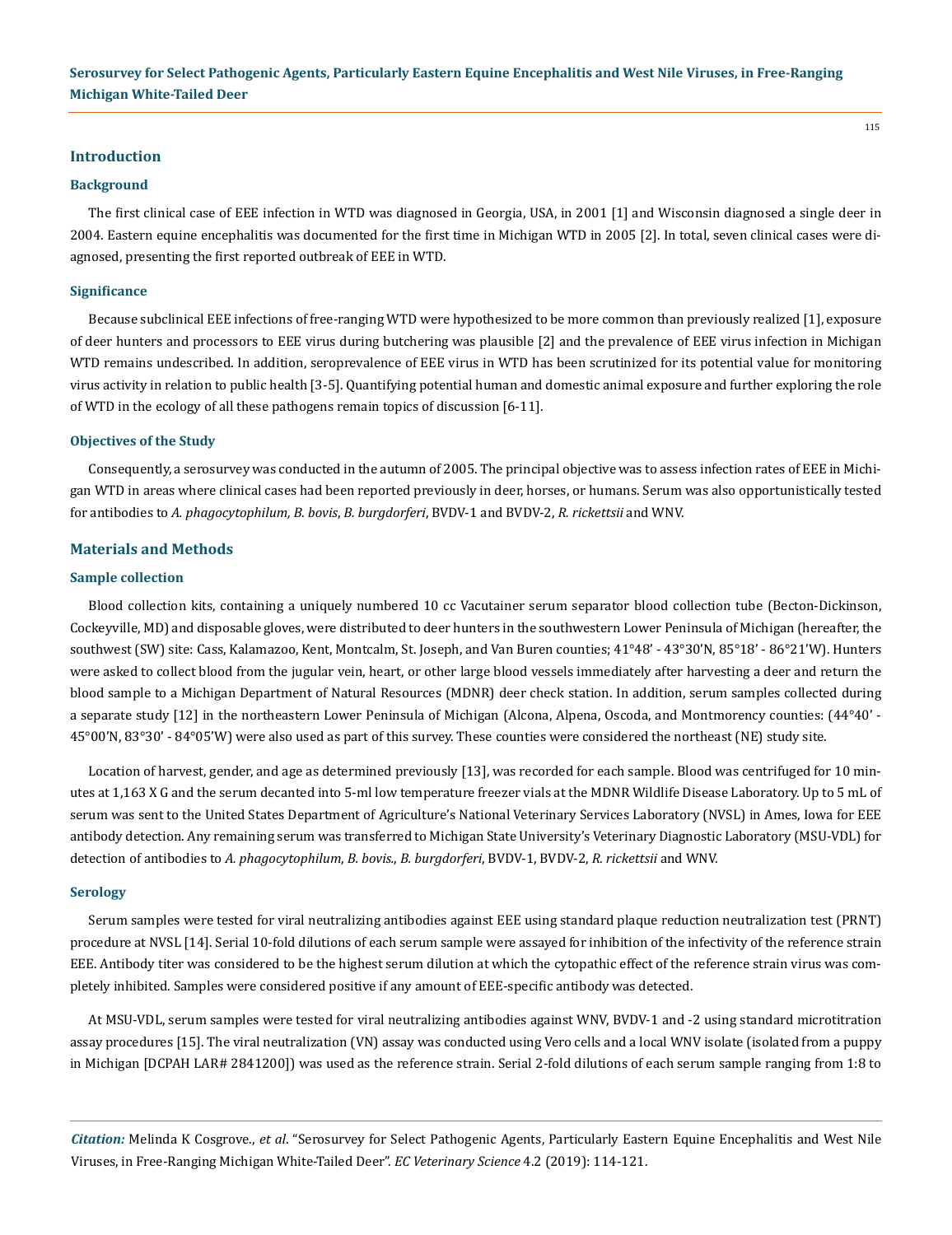## Introduction

### Background

The first clinical case of EEE infection in WTD was diagnosed in Georgia, USA, in 2001 [1] and Wisconsin diagnosed a single deer in 2004. Eastern equine encephalitis was documented for the first time in Michigan WTD in 2005 [2]. In total, seven clinical cases were diagnosed, presenting the first reported outbreak of EEE in WTD.

### Significance

Because subclinical EEE infections of free-ranging WTD were hypothesized to be more common than previously realized [1], exposure of deer hunters and processors to EEE virus during butchering was plausible [2] and the prevalence of EEE virus infection in Michigan WTD remains undescribed. In addition, seroprevalence of EEE virus in WTD has been scrutinized for its potential value for monitoring virus activity in relation to public health [3-5]. Quantifying potential human and domestic animal exposure and further exploring the role of WTD in the ecology of all these pathogens remain topics of discussion [6-11].

### Objectives of the Study

Consequently, a serosurvey was conducted in the autumn of 2005. The principal objective was to assess infection rates of EEE in Michigan WTD in areas where clinical cases had been reported previously in deer, horses, or humans. Serum was also opportunistically tested for antibodies to *A. phagocytophilum, B. bovis*, *B. burgdorferi*, BVDV-1 and BVDV-2, *R. rickettsii* and WNV.

## Materials and Methods

### Sample collection

Blood collection kits, containing a uniquely numbered 10 cc Vacutainer serum separator blood collection tube (Becton-Dickinson, Cockeyville, MD) and disposable gloves, were distributed to deer hunters in the southwestern Lower Peninsula of Michigan (hereafter, the southwest (SW) site: Cass, Kalamazoo, Kent, Montcalm, St. Joseph, and Van Buren counties; 41°48' - 43°30'N, 85°18' - 86°21'W). Hunters were asked to collect blood from the jugular vein, heart, or other large blood vessels immediately after harvesting a deer and return the blood sample to a Michigan Department of Natural Resources (MDNR) deer check station. In addition, serum samples collected during a separate study [12] in the northeastern Lower Peninsula of Michigan (Alcona, Alpena, Oscoda, and Montmorency counties: (44°40' - 45°00'N, 83°30' - 84°05'W) were also used as part of this survey. These counties were considered the northeast (NE) study site.

Location of harvest, gender, and age as determined previously [13], was recorded for each sample. Blood was centrifuged for 10 minutes at 1,163 X G and the serum decanted into 5-ml low temperature freezer vials at the MDNR Wildlife Disease Laboratory. Up to 5 mL of serum was sent to the United States Department of Agriculture's National Veterinary Services Laboratory (NVSL) in Ames, Iowa for EEE antibody detection. Any remaining serum was transferred to Michigan State University's Veterinary Diagnostic Laboratory (MSU-VDL) for detection of antibodies to *A. phagocytophilum*, *B. bovis.*, *B. burgdorferi*, BVDV-1, BVDV-2, *R. rickettsii* and WNV.

### Serology

Serum samples were tested for viral neutralizing antibodies against EEE using standard plaque reduction neutralization test (PRNT) procedure at NVSL [14]. Serial 10-fold dilutions of each serum sample were assayed for inhibition of the infectivity of the reference strain EEE. Antibody titer was considered to be the highest serum dilution at which the cytopathic effect of the reference strain virus was completely inhibited. Samples were considered positive if any amount of EEE-specific antibody was detected.

At MSU-VDL, serum samples were tested for viral neutralizing antibodies against WNV, BVDV-1 and -2 using standard microtitration assay procedures [15]. The viral neutralization (VN) assay was conducted using Vero cells and a local WNV isolate (isolated from a puppy in Michigan [DCPAH LAR# 2841200]) was used as the reference strain. Serial 2-fold dilutions of each serum sample ranging from 1:8 to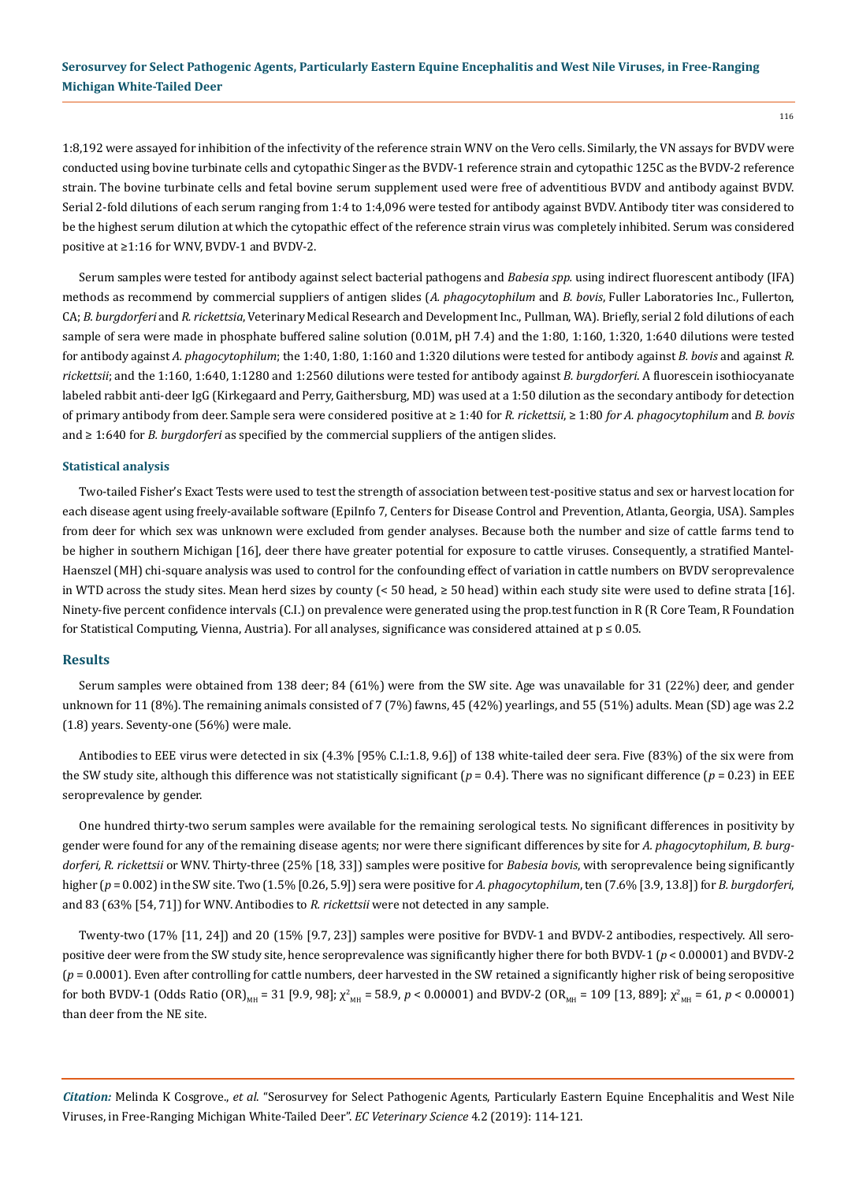1:8,192 were assayed for inhibition of the infectivity of the reference strain WNV on the Vero cells. Similarly, the VN assays for BVDV were conducted using bovine turbinate cells and cytopathic Singer as the BVDV-1 reference strain and cytopathic 125C as the BVDV-2 reference strain. The bovine turbinate cells and fetal bovine serum supplement used were free of adventitious BVDV and antibody against BVDV. Serial 2-fold dilutions of each serum ranging from 1:4 to 1:4,096 were tested for antibody against BVDV. Antibody titer was considered to be the highest serum dilution at which the cytopathic effect of the reference strain virus was completely inhibited. Serum was considered positive at ≥1:16 for WNV, BVDV-1 and BVDV-2.

Serum samples were tested for antibody against select bacterial pathogens and *Babesia spp.* using indirect fluorescent antibody (IFA) methods as recommend by commercial suppliers of antigen slides (*A. phagocytophilum* and *B. bovis*, Fuller Laboratories Inc., Fullerton, CA; *B. burgdorferi* and *R. rickettsia*, Veterinary Medical Research and Development Inc., Pullman, WA). Briefly, serial 2 fold dilutions of each sample of sera were made in phosphate buffered saline solution (0.01M, pH 7.4) and the 1:80, 1:160, 1:320, 1:640 dilutions were tested for antibody against *A. phagocytophilum*; the 1:40, 1:80, 1:160 and 1:320 dilutions were tested for antibody against *B. bovis* and against *R. rickettsii*; and the 1:160, 1:640, 1:1280 and 1:2560 dilutions were tested for antibody against *B. burgdorferi*. A fluorescein isothiocyanate labeled rabbit anti-deer IgG (Kirkegaard and Perry, Gaithersburg, MD) was used at a 1:50 dilution as the secondary antibody for detection of primary antibody from deer. Sample sera were considered positive at ≥ 1:40 for *R. rickettsii*, ≥ 1:80 *for A. phagocytophilum* and *B. bovis* and ≥ 1:640 for *B. burgdorferi* as specified by the commercial suppliers of the antigen slides.

### Statistical analysis

Two-tailed Fisher's Exact Tests were used to test the strength of association between test-positive status and sex or harvest location for each disease agent using freely-available software (EpiInfo 7, Centers for Disease Control and Prevention, Atlanta, Georgia, USA). Samples from deer for which sex was unknown were excluded from gender analyses. Because both the number and size of cattle farms tend to be higher in southern Michigan [16], deer there have greater potential for exposure to cattle viruses. Consequently, a stratified Mantel-Haenszel (MH) chi-square analysis was used to control for the confounding effect of variation in cattle numbers on BVDV seroprevalence in WTD across the study sites. Mean herd sizes by county (< 50 head, ≥ 50 head) within each study site were used to define strata [16]. Ninety-five percent confidence intervals (C.I.) on prevalence were generated using the prop.test function in R (R Core Team, R Foundation for Statistical Computing, Vienna, Austria). For all analyses, significance was considered attained at $p \leq 0.05$.

## Results

Serum samples were obtained from 138 deer; 84 (61%) were from the SW site. Age was unavailable for 31 (22%) deer, and gender unknown for 11 (8%). The remaining animals consisted of 7 (7%) fawns, 45 (42%) yearlings, and 55 (51%) adults. Mean (SD) age was 2.2 (1.8) years. Seventy-one (56%) were male.

Antibodies to EEE virus were detected in six (4.3% [95% C.I.:1.8, 9.6]) of 138 white-tailed deer sera. Five (83%) of the six were from the SW study site, although this difference was not statistically significant ($p = 0.4$). There was no significant difference ($p = 0.23$) in EEE seroprevalence by gender.

One hundred thirty-two serum samples were available for the remaining serological tests. No significant differences in positivity by gender were found for any of the remaining disease agents; nor were there significant differences by site for *A. phagocytophilum*, *B. burgdorferi, R. rickettsii* or WNV. Thirty-three (25% [18, 33]) samples were positive for *Babesia bovis*, with seroprevalence being significantly higher ($p = 0.002$) in the SW site. Two (1.5% [0.26, 5.9]) sera were positive for *A. phagocytophilum*, ten (7.6% [3.9, 13.8]) for *B. burgdorferi*, and 83 (63% [54, 71]) for WNV. Antibodies to *R. rickettsii* were not detected in any sample.

Twenty-two (17% [11, 24]) and 20 (15% [9.7, 23]) samples were positive for BVDV-1 and BVDV-2 antibodies, respectively. All seropositive deer were from the SW study site, hence seroprevalence was significantly higher there for both BVDV-1 ($p < 0.00001$) and BVDV-2 ($p = 0.0001$). Even after controlling for cattle numbers, deer harvested in the SW retained a significantly higher risk of being seropositive for both BVDV-1 (Odds Ratio $(OR)_{MH} = 31$ [9.9, 98]; $\chi^2_{MH} = 58.9$, $p < 0.00001$) and BVDV-2 ($OR_{MH} = 109$ [13, 889]; $\chi^2_{MH} = 61$, $p < 0.00001$) than deer from the NE site.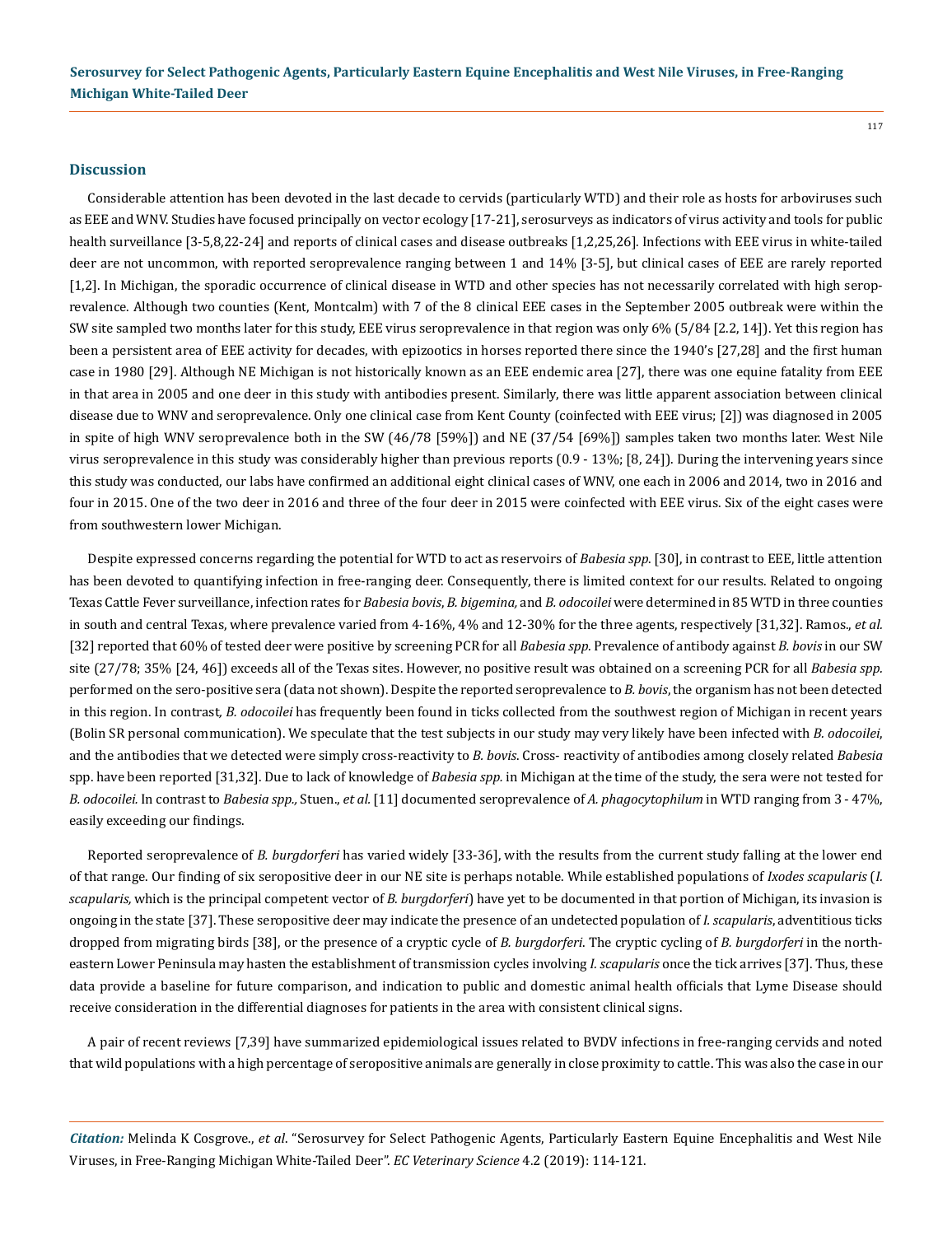## Discussion

Considerable attention has been devoted in the last decade to cervids (particularly WTD) and their role as hosts for arboviruses such as EEE and WNV. Studies have focused principally on vector ecology [17-21], serosurveys as indicators of virus activity and tools for public health surveillance [3-5,8,22-24] and reports of clinical cases and disease outbreaks [1,2,25,26]. Infections with EEE virus in white-tailed deer are not uncommon, with reported seroprevalence ranging between 1 and 14% [3-5], but clinical cases of EEE are rarely reported [1,2]. In Michigan, the sporadic occurrence of clinical disease in WTD and other species has not necessarily correlated with high seroprevalence. Although two counties (Kent, Montcalm) with 7 of the 8 clinical EEE cases in the September 2005 outbreak were within the SW site sampled two months later for this study, EEE virus seroprevalence in that region was only 6% (5/84 [2.2, 14]). Yet this region has been a persistent area of EEE activity for decades, with epizootics in horses reported there since the 1940's [27,28] and the first human case in 1980 [29]. Although NE Michigan is not historically known as an EEE endemic area [27], there was one equine fatality from EEE in that area in 2005 and one deer in this study with antibodies present. Similarly, there was little apparent association between clinical disease due to WNV and seroprevalence. Only one clinical case from Kent County (coinfected with EEE virus; [2]) was diagnosed in 2005 in spite of high WNV seroprevalence both in the SW (46/78 [59%]) and NE (37/54 [69%]) samples taken two months later. West Nile virus seroprevalence in this study was considerably higher than previous reports (0.9 - 13%; [8, 24]). During the intervening years since this study was conducted, our labs have confirmed an additional eight clinical cases of WNV, one each in 2006 and 2014, two in 2016 and four in 2015. One of the two deer in 2016 and three of the four deer in 2015 were coinfected with EEE virus. Six of the eight cases were from southwestern lower Michigan.

Despite expressed concerns regarding the potential for WTD to act as reservoirs of *Babesia spp.* [30], in contrast to EEE, little attention has been devoted to quantifying infection in free-ranging deer. Consequently, there is limited context for our results. Related to ongoing Texas Cattle Fever surveillance, infection rates for *Babesia bovis*, *B. bigemina,* and *B. odocoilei* were determined in 85 WTD in three counties in south and central Texas, where prevalence varied from 4-16%, 4% and 12-30% for the three agents, respectively [31,32]. Ramos., *et al.* [32] reported that 60% of tested deer were positive by screening PCR for all *Babesia spp.* Prevalence of antibody against *B. bovis* in our SW site (27/78; 35% [24, 46]) exceeds all of the Texas sites. However, no positive result was obtained on a screening PCR for all *Babesia spp.* performed on the sero-positive sera (data not shown). Despite the reported seroprevalence to *B. bovis*, the organism has not been detected in this region. In contrast, *B. odocoilei* has frequently been found in ticks collected from the southwest region of Michigan in recent years (Bolin SR personal communication). We speculate that the test subjects in our study may very likely have been infected with *B. odocoilei*, and the antibodies that we detected were simply cross-reactivity to *B. bovis*. Cross- reactivity of antibodies among closely related *Babesia* spp. have been reported [31,32]. Due to lack of knowledge of *Babesia spp.* in Michigan at the time of the study, the sera were not tested for *B. odocoilei.* In contrast to *Babesia spp.,* Stuen., *et al.* [11] documented seroprevalence of *A. phagocytophilum* in WTD ranging from 3 - 47%, easily exceeding our findings.

Reported seroprevalence of *B. burgdorferi* has varied widely [33-36], with the results from the current study falling at the lower end of that range. Our finding of six seropositive deer in our NE site is perhaps notable. While established populations of *Ixodes scapularis* (*I. scapularis,* which is the principal competent vector of *B. burgdorferi*) have yet to be documented in that portion of Michigan, its invasion is ongoing in the state [37]. These seropositive deer may indicate the presence of an undetected population of *I. scapularis*, adventitious ticks dropped from migrating birds [38], or the presence of a cryptic cycle of *B. burgdorferi*. The cryptic cycling of *B. burgdorferi* in the northeastern Lower Peninsula may hasten the establishment of transmission cycles involving *I. scapularis* once the tick arrives [37]. Thus, these data provide a baseline for future comparison, and indication to public and domestic animal health officials that Lyme Disease should receive consideration in the differential diagnoses for patients in the area with consistent clinical signs.

A pair of recent reviews [7,39] have summarized epidemiological issues related to BVDV infections in free-ranging cervids and noted that wild populations with a high percentage of seropositive animals are generally in close proximity to cattle. This was also the case in our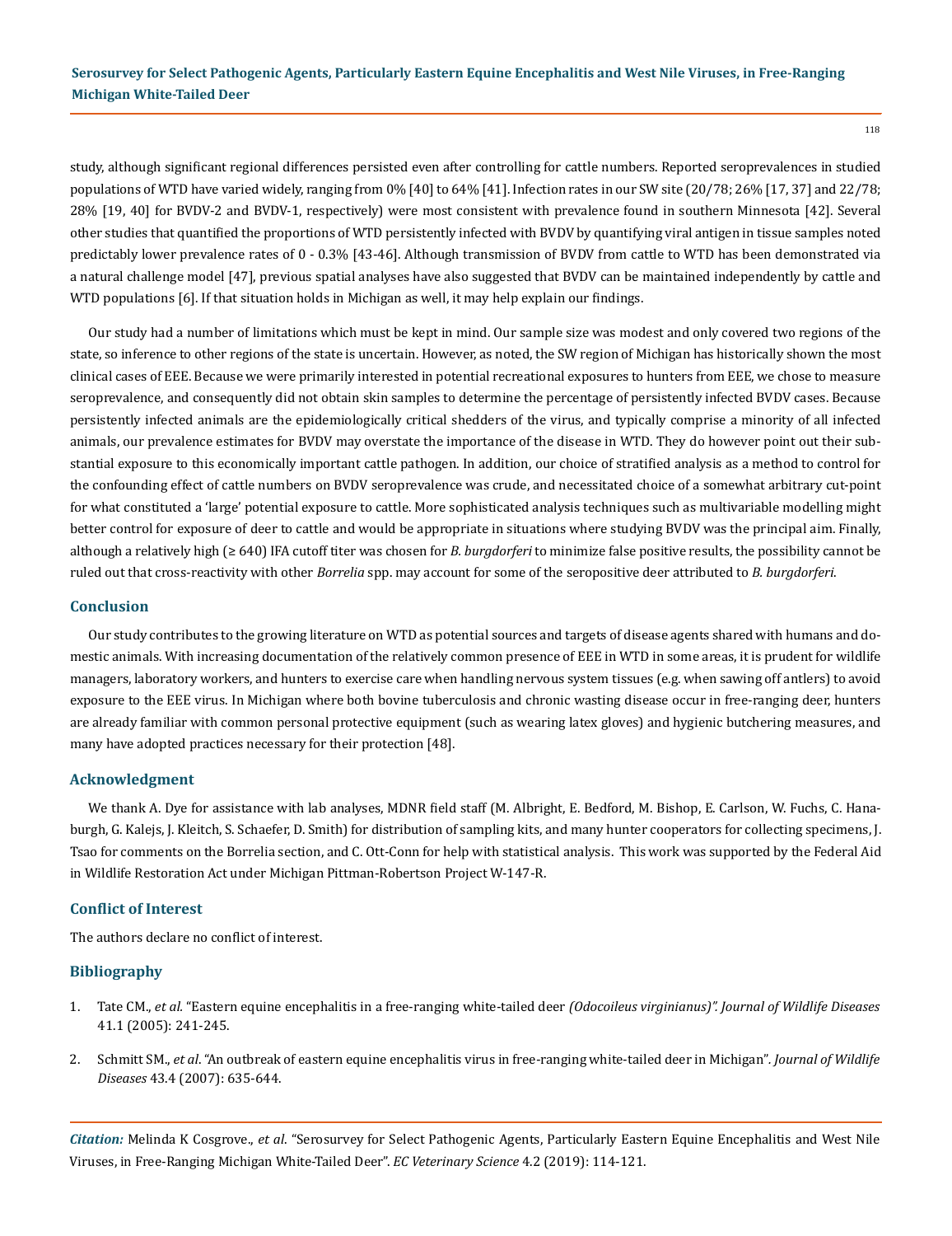study, although significant regional differences persisted even after controlling for cattle numbers. Reported seroprevalences in studied populations of WTD have varied widely, ranging from 0% [40] to 64% [41]. Infection rates in our SW site (20/78; 26% [17, 37] and 22/78; 28% [19, 40] for BVDV-2 and BVDV-1, respectively) were most consistent with prevalence found in southern Minnesota [42]. Several other studies that quantified the proportions of WTD persistently infected with BVDV by quantifying viral antigen in tissue samples noted predictably lower prevalence rates of 0 - 0.3% [43-46]. Although transmission of BVDV from cattle to WTD has been demonstrated via a natural challenge model [47], previous spatial analyses have also suggested that BVDV can be maintained independently by cattle and WTD populations [6]. If that situation holds in Michigan as well, it may help explain our findings.

Our study had a number of limitations which must be kept in mind. Our sample size was modest and only covered two regions of the state, so inference to other regions of the state is uncertain. However, as noted, the SW region of Michigan has historically shown the most clinical cases of EEE. Because we were primarily interested in potential recreational exposures to hunters from EEE, we chose to measure seroprevalence, and consequently did not obtain skin samples to determine the percentage of persistently infected BVDV cases. Because persistently infected animals are the epidemiologically critical shedders of the virus, and typically comprise a minority of all infected animals, our prevalence estimates for BVDV may overstate the importance of the disease in WTD. They do however point out their substantial exposure to this economically important cattle pathogen. In addition, our choice of stratified analysis as a method to control for the confounding effect of cattle numbers on BVDV seroprevalence was crude, and necessitated choice of a somewhat arbitrary cut-point for what constituted a 'large' potential exposure to cattle. More sophisticated analysis techniques such as multivariable modelling might better control for exposure of deer to cattle and would be appropriate in situations where studying BVDV was the principal aim. Finally, although a relatively high (≥ 640) IFA cutoff titer was chosen for *B. burgdorferi* to minimize false positive results, the possibility cannot be ruled out that cross-reactivity with other *Borrelia* spp. may account for some of the seropositive deer attributed to *B. burgdorferi*.

## Conclusion

Our study contributes to the growing literature on WTD as potential sources and targets of disease agents shared with humans and domestic animals. With increasing documentation of the relatively common presence of EEE in WTD in some areas, it is prudent for wildlife managers, laboratory workers, and hunters to exercise care when handling nervous system tissues (e.g. when sawing off antlers) to avoid exposure to the EEE virus. In Michigan where both bovine tuberculosis and chronic wasting disease occur in free-ranging deer, hunters are already familiar with common personal protective equipment (such as wearing latex gloves) and hygienic butchering measures, and many have adopted practices necessary for their protection [48].

## Acknowledgment

We thank A. Dye for assistance with lab analyses, MDNR field staff (M. Albright, E. Bedford, M. Bishop, E. Carlson, W. Fuchs, C. Hanaburgh, G. Kalejs, J. Kleitch, S. Schaefer, D. Smith) for distribution of sampling kits, and many hunter cooperators for collecting specimens, J. Tsao for comments on the Borrelia section, and C. Ott-Conn for help with statistical analysis. This work was supported by the Federal Aid in Wildlife Restoration Act under Michigan Pittman-Robertson Project W-147-R.

## Conflict of Interest

The authors declare no conflict of interest.

## Bibliography

1. Tate CM., *et al.* "Eastern equine encephalitis in a free-ranging white-tailed deer *(Odocoileus virginianus)". Journal of Wildlife Diseases* 41.1 (2005): 241-245.
2. Schmitt SM., *et al*. "An outbreak of eastern equine encephalitis virus in free-ranging white-tailed deer in Michigan". *Journal of Wildlife Diseases* 43.4 (2007): 635-644.

*Citation:* Melinda K Cosgrove., *et al*. "Serosurvey for Select Pathogenic Agents, Particularly Eastern Equine Encephalitis and West Nile Viruses, in Free-Ranging Michigan White-Tailed Deer". *EC Veterinary Science* 4.2 (2019): 114-121.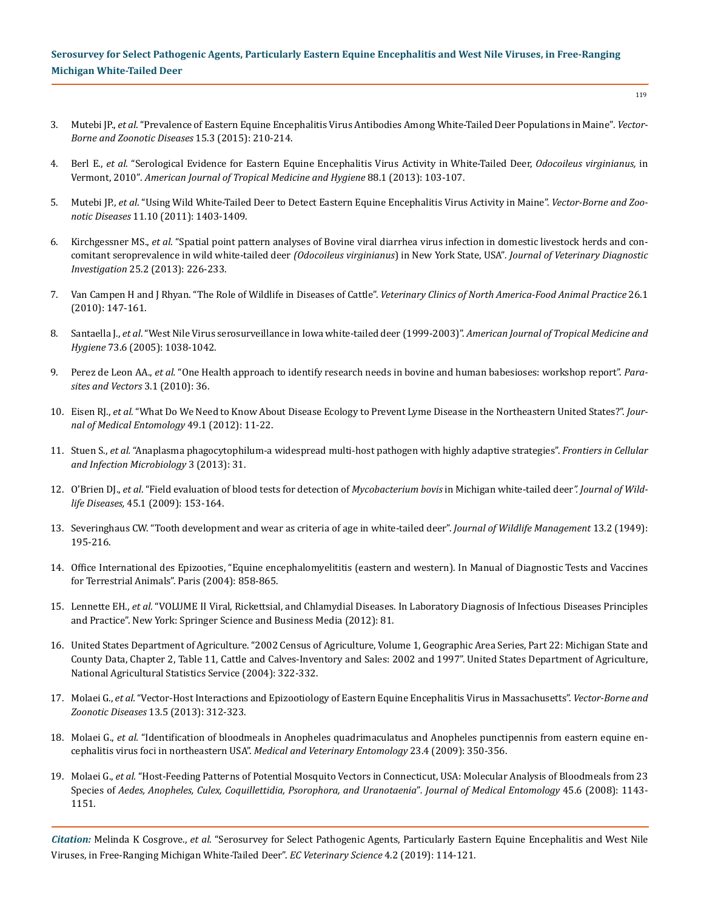3. Mutebi JP., *et al*. "Prevalence of Eastern Equine Encephalitis Virus Antibodies Among White-Tailed Deer Populations in Maine". *Vector-Borne and Zoonotic Diseases* 15.3 (2015): 210-214.
4. Berl E., *et al*. "Serological Evidence for Eastern Equine Encephalitis Virus Activity in White-Tailed Deer, *Odocoileus virginianus,* in Vermont, 2010". *American Journal of Tropical Medicine and Hygiene* 88.1 (2013): 103-107.
5. Mutebi JP., *et al*. "Using Wild White-Tailed Deer to Detect Eastern Equine Encephalitis Virus Activity in Maine". *Vector-Borne and Zoonotic Diseases* 11.10 (2011): 1403-1409.
6. Kirchgessner MS., *et al*. "Spatial point pattern analyses of Bovine viral diarrhea virus infection in domestic livestock herds and concomitant seroprevalence in wild white-tailed deer *(Odocoileus virginianus*) in New York State, USA". *Journal of Veterinary Diagnostic Investigation* 25.2 (2013): 226-233.
7. Van Campen H and J Rhyan. "The Role of Wildlife in Diseases of Cattle". *Veterinary Clinics of North America-Food Animal Practice* 26.1 (2010): 147-161.
8. Santaella J., *et al*. "West Nile Virus serosurveillance in Iowa white-tailed deer (1999-2003)". *American Journal of Tropical Medicine and Hygiene* 73.6 (2005): 1038-1042.
9. Perez de Leon AA., *et al.* "One Health approach to identify research needs in bovine and human babesioses: workshop report". *Parasites and Vectors* 3.1 (2010): 36.
10. Eisen RJ., *et al.* "What Do We Need to Know About Disease Ecology to Prevent Lyme Disease in the Northeastern United States?". *Journal of Medical Entomology* 49.1 (2012): 11-22.
11. Stuen S., *et al.* "Anaplasma phagocytophilum-a widespread multi-host pathogen with highly adaptive strategies". *Frontiers in Cellular and Infection Microbiology* 3 (2013): 31.
12. O'Brien DJ., *et al*. "Field evaluation of blood tests for detection of *Mycobacterium bovis* in Michigan white-tailed deer". *Journal of Wildlife Diseases,* 45.1 (2009): 153-164.
13. Severinghaus CW. "Tooth development and wear as criteria of age in white-tailed deer". *Journal of Wildlife Management* 13.2 (1949): 195-216.
14. Office International des Epizooties, "Equine encephalomyelititis (eastern and western). In Manual of Diagnostic Tests and Vaccines for Terrestrial Animals". Paris (2004): 858-865.
15. Lennette EH., *et al.* "VOLUME II Viral, Rickettsial, and Chlamydial Diseases. In Laboratory Diagnosis of Infectious Diseases Principles and Practice". New York: Springer Science and Business Media (2012): 81.
16. United States Department of Agriculture. "2002 Census of Agriculture, Volume 1, Geographic Area Series, Part 22: Michigan State and County Data, Chapter 2, Table 11, Cattle and Calves-Inventory and Sales: 2002 and 1997". United States Department of Agriculture, National Agricultural Statistics Service (2004): 322-332.
17. Molaei G., *et al.* "Vector-Host Interactions and Epizootiology of Eastern Equine Encephalitis Virus in Massachusetts". *Vector-Borne and Zoonotic Diseases* 13.5 (2013): 312-323.
18. Molaei G., *et al.* "Identification of bloodmeals in Anopheles quadrimaculatus and Anopheles punctipennis from eastern equine encephalitis virus foci in northeastern USA". *Medical and Veterinary Entomology* 23.4 (2009): 350-356.
19. Molaei G., *et al.* "Host-Feeding Patterns of Potential Mosquito Vectors in Connecticut, USA: Molecular Analysis of Bloodmeals from 23 Species of *Aedes, Anopheles, Culex, Coquillettidia, Psorophora, and Uranotaenia*". *Journal of Medical Entomology* 45.6 (2008): 1143-1151.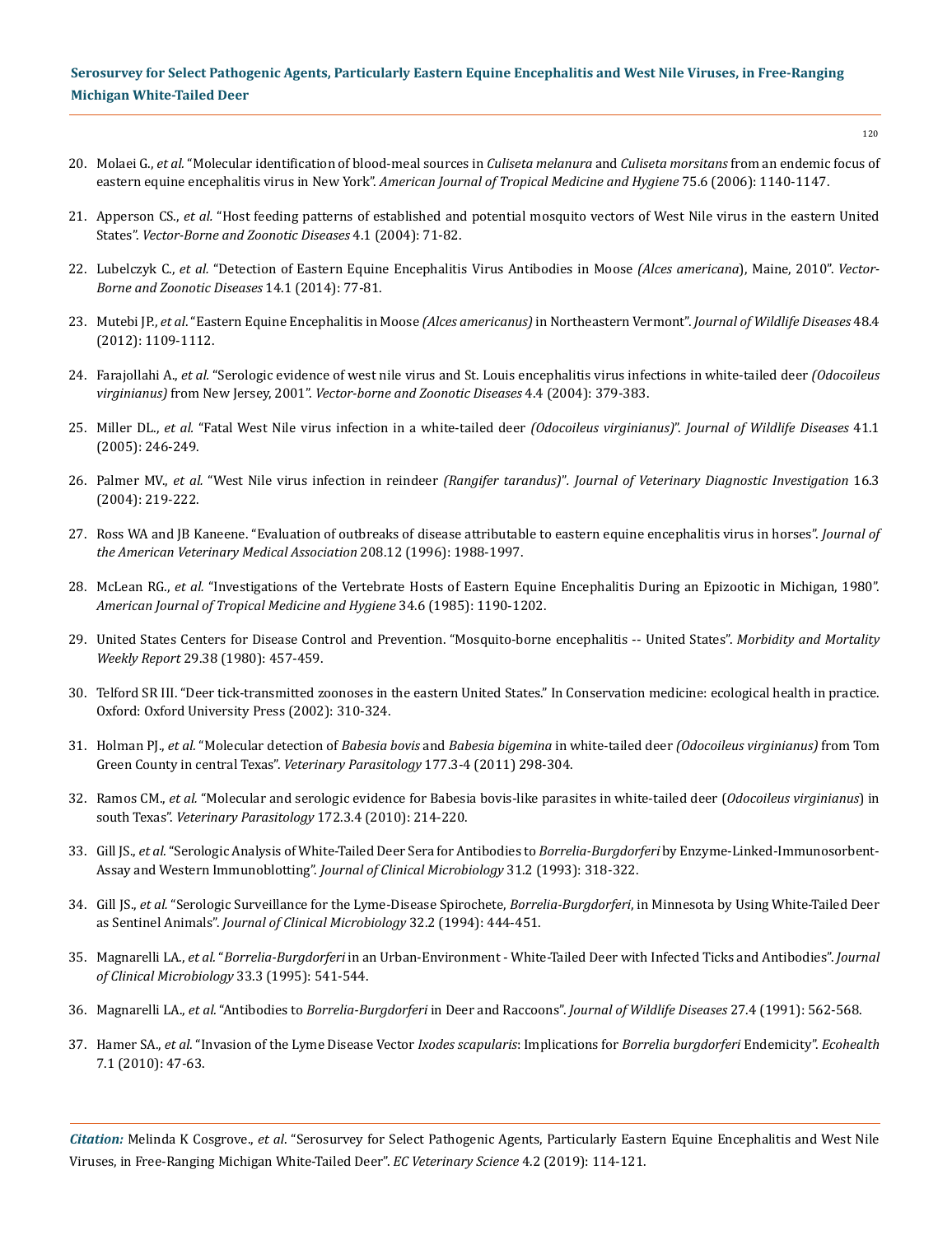20. Molaei G., *et al.* "Molecular identification of blood-meal sources in *Culiseta melanura* and *Culiseta morsitans* from an endemic focus of eastern equine encephalitis virus in New York". *American Journal of Tropical Medicine and Hygiene* 75.6 (2006): 1140-1147.

21. Apperson CS., *et al.* "Host feeding patterns of established and potential mosquito vectors of West Nile virus in the eastern United States". *Vector-Borne and Zoonotic Diseases* 4.1 (2004): 71-82.

22. Lubelczyk C., *et al.* "Detection of Eastern Equine Encephalitis Virus Antibodies in Moose *(Alces americana*), Maine, 2010". *Vector-Borne and Zoonotic Diseases* 14.1 (2014): 77-81.

23. Mutebi JP., *et al*. "Eastern Equine Encephalitis in Moose *(Alces americanus)* in Northeastern Vermont". *Journal of Wildlife Diseases* 48.4 (2012): 1109-1112.

24. Farajollahi A., *et al.* "Serologic evidence of west nile virus and St. Louis encephalitis virus infections in white-tailed deer *(Odocoileus virginianus)* from New Jersey, 2001". *Vector-borne and Zoonotic Diseases* 4.4 (2004): 379-383.

25. Miller DL., *et al.* "Fatal West Nile virus infection in a white-tailed deer *(Odocoileus virginianus)*". *Journal of Wildlife Diseases* 41.1 (2005): 246-249.

26. Palmer MV., *et al.* "West Nile virus infection in reindeer *(Rangifer tarandus)*". *Journal of Veterinary Diagnostic Investigation* 16.3 (2004): 219-222.

27. Ross WA and JB Kaneene. "Evaluation of outbreaks of disease attributable to eastern equine encephalitis virus in horses". *Journal of the American Veterinary Medical Association* 208.12 (1996): 1988-1997.

28. McLean RG., *et al.* "Investigations of the Vertebrate Hosts of Eastern Equine Encephalitis During an Epizootic in Michigan, 1980". *American Journal of Tropical Medicine and Hygiene* 34.6 (1985): 1190-1202.

29. United States Centers for Disease Control and Prevention. "Mosquito-borne encephalitis -- United States". *Morbidity and Mortality Weekly Report* 29.38 (1980): 457-459.

30. Telford SR III. "Deer tick-transmitted zoonoses in the eastern United States." In Conservation medicine: ecological health in practice. Oxford: Oxford University Press (2002): 310-324.

31. Holman PJ., *et al.* "Molecular detection of *Babesia bovis* and *Babesia bigemina* in white-tailed deer *(Odocoileus virginianus)* from Tom Green County in central Texas". *Veterinary Parasitology* 177.3-4 (2011) 298-304.

32. Ramos CM., *et al.* "Molecular and serologic evidence for Babesia bovis-like parasites in white-tailed deer (*Odocoileus virginianus*) in south Texas". *Veterinary Parasitology* 172.3.4 (2010): 214-220.

33. Gill JS., *et al.* "Serologic Analysis of White-Tailed Deer Sera for Antibodies to *Borrelia-Burgdorferi* by Enzyme-Linked-Immunosorbent-Assay and Western Immunoblotting". *Journal of Clinical Microbiology* 31.2 (1993): 318-322.

34. Gill JS., *et al.* "Serologic Surveillance for the Lyme-Disease Spirochete, *Borrelia-Burgdorferi*, in Minnesota by Using White-Tailed Deer as Sentinel Animals". *Journal of Clinical Microbiology* 32.2 (1994): 444-451.

35. Magnarelli LA., *et al.* "*Borrelia-Burgdorferi* in an Urban-Environment - White-Tailed Deer with Infected Ticks and Antibodies". *Journal of Clinical Microbiology* 33.3 (1995): 541-544.

36. Magnarelli LA., *et al.* "Antibodies to *Borrelia-Burgdorferi* in Deer and Raccoons". *Journal of Wildlife Diseases* 27.4 (1991): 562-568.

37. Hamer SA., *et al.* "Invasion of the Lyme Disease Vector *Ixodes scapularis*: Implications for *Borrelia burgdorferi* Endemicity". *Ecohealth* 7.1 (2010): 47-63.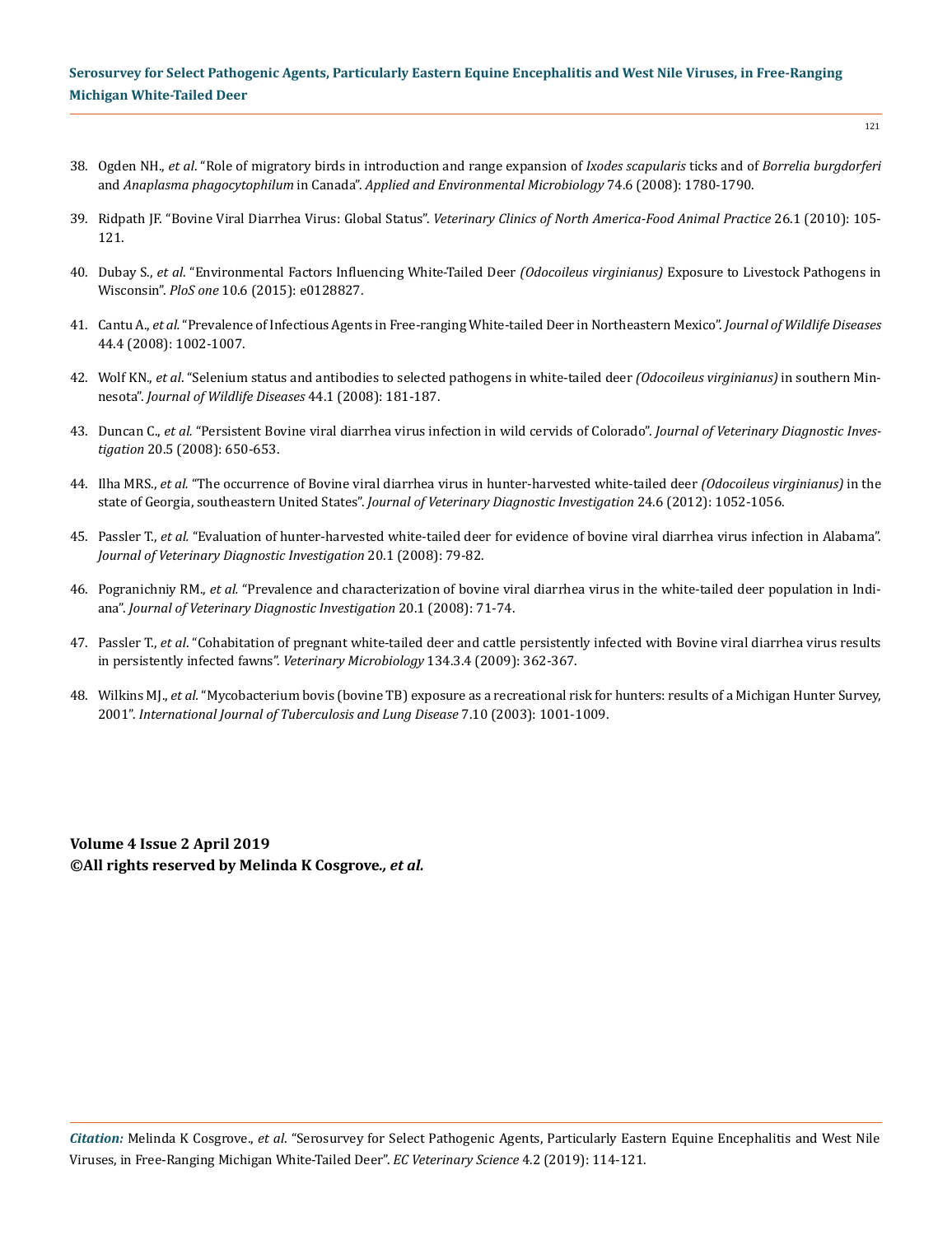38. Ogden NH., *et al*. "Role of migratory birds in introduction and range expansion of *Ixodes scapularis* ticks and of *Borrelia burgdorferi* and *Anaplasma phagocytophilum* in Canada". *Applied and Environmental Microbiology* 74.6 (2008): 1780-1790.

39. Ridpath JF. "Bovine Viral Diarrhea Virus: Global Status". *Veterinary Clinics of North America-Food Animal Practice* 26.1 (2010): 105-121.

40. Dubay S., *et al*. "Environmental Factors Influencing White-Tailed Deer *(Odocoileus virginianus)* Exposure to Livestock Pathogens in Wisconsin". *PloS one* 10.6 (2015): e0128827.

41. Cantu A., *et al.* "Prevalence of Infectious Agents in Free-ranging White-tailed Deer in Northeastern Mexico". *Journal of Wildlife Diseases* 44.4 (2008): 1002-1007.

42. Wolf KN., *et al*. "Selenium status and antibodies to selected pathogens in white-tailed deer *(Odocoileus virginianus)* in southern Minnesota". *Journal of Wildlife Diseases* 44.1 (2008): 181-187.

43. Duncan C., *et al.* "Persistent Bovine viral diarrhea virus infection in wild cervids of Colorado". *Journal of Veterinary Diagnostic Investigation* 20.5 (2008): 650-653.

44. Ilha MRS., *et al.* "The occurrence of Bovine viral diarrhea virus in hunter-harvested white-tailed deer *(Odocoileus virginianus)* in the state of Georgia, southeastern United States". *Journal of Veterinary Diagnostic Investigation* 24.6 (2012): 1052-1056.

45. Passler T., *et al.* "Evaluation of hunter-harvested white-tailed deer for evidence of bovine viral diarrhea virus infection in Alabama". *Journal of Veterinary Diagnostic Investigation* 20.1 (2008): 79-82.

46. Pogranichniy RM., *et al.* "Prevalence and characterization of bovine viral diarrhea virus in the white-tailed deer population in Indiana". *Journal of Veterinary Diagnostic Investigation* 20.1 (2008): 71-74.

47. Passler T., *et al*. "Cohabitation of pregnant white-tailed deer and cattle persistently infected with Bovine viral diarrhea virus results in persistently infected fawns". *Veterinary Microbiology* 134.3.4 (2009): 362-367.

48. Wilkins MJ., *et al.* "Mycobacterium bovis (bovine TB) exposure as a recreational risk for hunters: results of a Michigan Hunter Survey, 2001". *International Journal of Tuberculosis and Lung Disease* 7.10 (2003): 1001-1009.

**Volume 4 Issue 2 April 2019**
**©All rights reserved by Melinda K Cosgrove*., et al.***